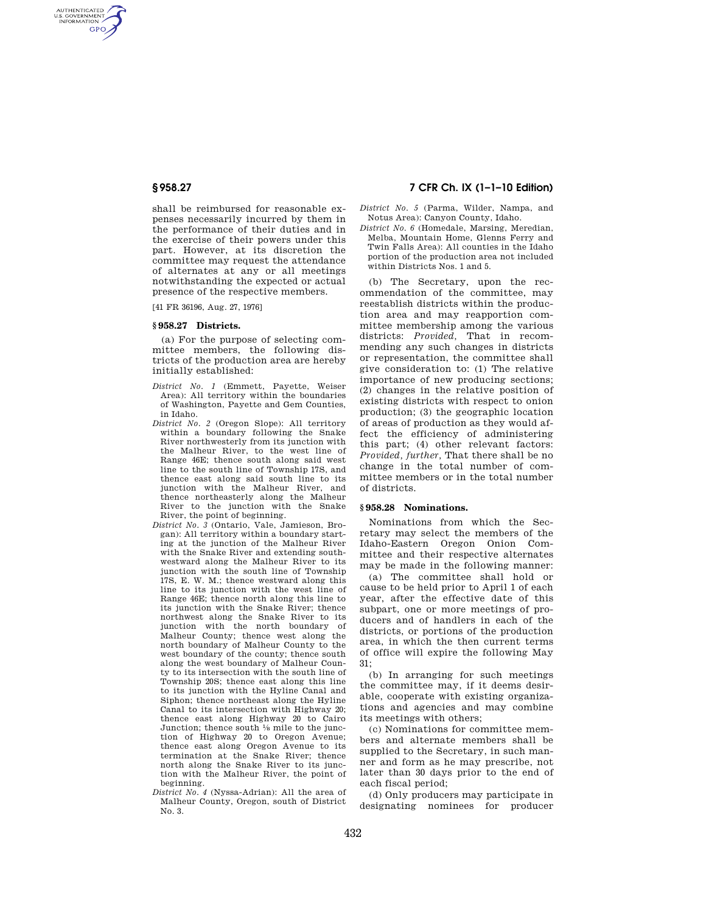shall be reimbursed for reasonable expenses necessarily incurred by them in the performance of their duties and in the exercise of their powers under this part. However, at its discretion the committee may request the attendance of alternates at any or all meetings notwithstanding the expected or actual presence of the respective members.

[41 FR 36196, Aug. 27, 1976]

### § 958.27 Districts.

(a) For the purpose of selecting committee members, the following districts of the production area are hereby initially established:

*District No. 1* (Emmett, Payette, Weiser Area): All territory within the boundaries of Washington, Payette and Gem Counties, in Idaho.

*District No. 2* (Oregon Slope): All territory within a boundary following the Snake River northwesterly from its junction with the Malheur River, to the west line of Range 46E; thence south along said west line to the south line of Township 17S, and thence east along said south line to its junction with the Malheur River, and thence northeasterly along the Malheur River to the junction with the Snake River, the point of beginning.

*District No. 3* (Ontario, Vale, Jamieson, Brogan): All territory within a boundary starting at the junction of the Malheur River with the Snake River and extending southwestward along the Malheur River to its junction with the south line of Township 17S, E. W. M.; thence westward along this line to its junction with the west line of Range 46E; thence north along this line to its junction with the Snake River; thence northwest along the Snake River to its junction with the north boundary of Malheur County; thence west along the north boundary of Malheur County to the west boundary of the county; thence south along the west boundary of Malheur County to its intersection with the south line of Township 20S; thence east along this line to its junction with the Hyline Canal and Siphon; thence northeast along the Hyline Canal to its intersection with Highway 20; thence east along Highway 20 to Cairo Junction; thence south ⅛ mile to the junction of Highway 20 to Oregon Avenue; thence east along Oregon Avenue to its termination at the Snake River; thence north along the Snake River to its junction with the Malheur River, the point of beginning.

*District No. 4* (Nyssa-Adrian): All the area of Malheur County, Oregon, south of District No. 3.

*District No. 5* (Parma, Wilder, Nampa, and Notus Area): Canyon County, Idaho.

*District No. 6* (Homedale, Marsing, Meredian, Melba, Mountain Home, Glenns Ferry and Twin Falls Area): All counties in the Idaho portion of the production area not included within Districts Nos. 1 and 5.

(b) The Secretary, upon the recommendation of the committee, may reestablish districts within the production area and may reapportion committee membership among the various districts: *Provided,* That in recommending any such changes in districts or representation, the committee shall give consideration to: (1) The relative importance of new producing sections; (2) changes in the relative position of existing districts with respect to onion production; (3) the geographic location of areas of production as they would affect the efficiency of administering this part; (4) other relevant factors: *Provided, further,* That there shall be no change in the total number of committee members or in the total number of districts.

### § 958.28 Nominations.

Nominations from which the Secretary may select the members of the Idaho-Eastern Oregon Onion Committee and their respective alternates may be made in the following manner:

(a) The committee shall hold or cause to be held prior to April 1 of each year, after the effective date of this subpart, one or more meetings of producers and of handlers in each of the districts, or portions of the production area, in which the then current terms of office will expire the following May 31;

(b) In arranging for such meetings the committee may, if it deems desirable, cooperate with existing organizations and agencies and may combine its meetings with others;

(c) Nominations for committee members and alternate members shall be supplied to the Secretary, in such manner and form as he may prescribe, not later than 30 days prior to the end of each fiscal period;

(d) Only producers may participate in designating nominees for producer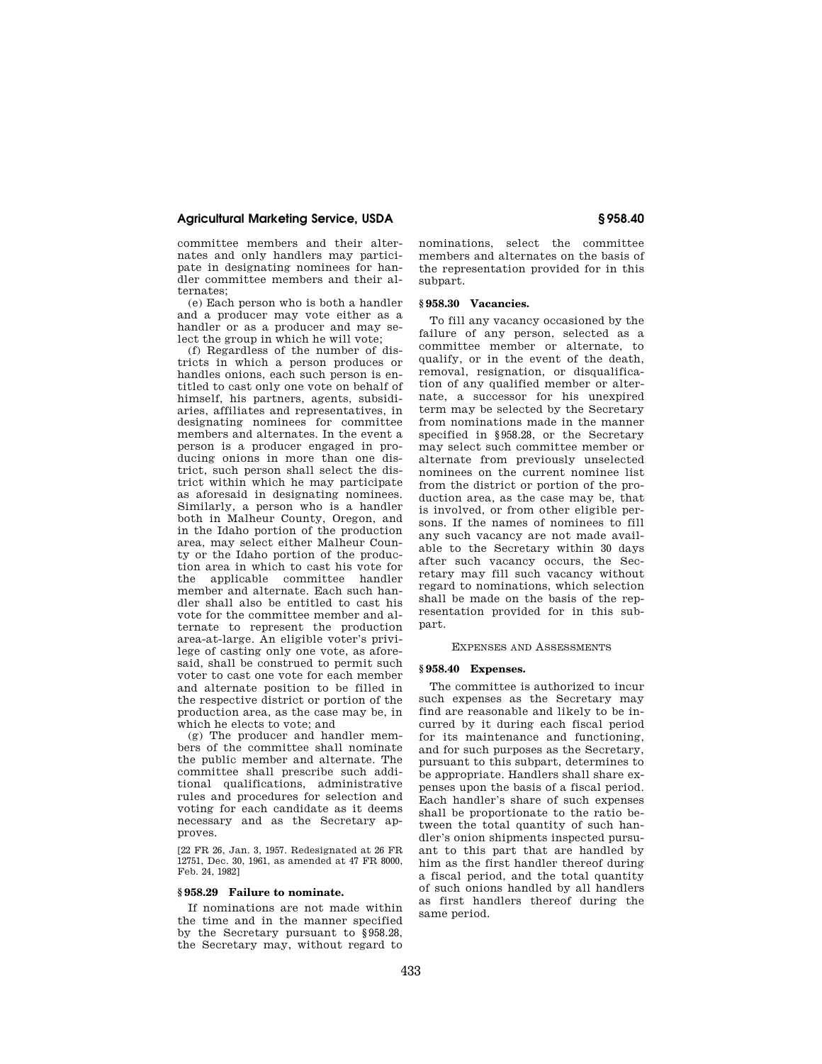committee members and their alternates and only handlers may participate in designating nominees for handler committee members and their alternates;

(e) Each person who is both a handler and a producer may vote either as a handler or as a producer and may select the group in which he will vote;

(f) Regardless of the number of districts in which a person produces or handles onions, each such person is entitled to cast only one vote on behalf of himself, his partners, agents, subsidiaries, affiliates and representatives, in designating nominees for committee members and alternates. In the event a person is a producer engaged in producing onions in more than one district, such person shall select the district within which he may participate as aforesaid in designating nominees. Similarly, a person who is a handler both in Malheur County, Oregon, and in the Idaho portion of the production area, may select either Malheur County or the Idaho portion of the production area in which to cast his vote for the applicable committee handler member and alternate. Each such handler shall also be entitled to cast his vote for the committee member and alternate to represent the production area-at-large. An eligible voter's privilege of casting only one vote, as aforesaid, shall be construed to permit such voter to cast one vote for each member and alternate position to be filled in the respective district or portion of the production area, as the case may be, in which he elects to vote; and

(g) The producer and handler members of the committee shall nominate the public member and alternate. The committee shall prescribe such additional qualifications, administrative rules and procedures for selection and voting for each candidate as it deems necessary and as the Secretary approves.

[22 FR 26, Jan. 3, 1957. Redesignated at 26 FR 12751, Dec. 30, 1961, as amended at 47 FR 8000, Feb. 24, 1982]

### § 958.29 Failure to nominate.

If nominations are not made within the time and in the manner specified by the Secretary pursuant to § 958.28, the Secretary may, without regard to nominations, select the committee members and alternates on the basis of the representation provided for in this subpart.

### § 958.30 Vacancies.

To fill any vacancy occasioned by the failure of any person, selected as a committee member or alternate, to qualify, or in the event of the death, removal, resignation, or disqualification of any qualified member or alternate, a successor for his unexpired term may be selected by the Secretary from nominations made in the manner specified in § 958.28, or the Secretary may select such committee member or alternate from previously unselected nominees on the current nominee list from the district or portion of the production area, as the case may be, that is involved, or from other eligible persons. If the names of nominees to fill any such vacancy are not made available to the Secretary within 30 days after such vacancy occurs, the Secretary may fill such vacancy without regard to nominations, which selection shall be made on the basis of the representation provided for in this subpart.

## EXPENSES AND ASSESSMENTS

### § 958.40 Expenses.

The committee is authorized to incur such expenses as the Secretary may find are reasonable and likely to be incurred by it during each fiscal period for its maintenance and functioning, and for such purposes as the Secretary, pursuant to this subpart, determines to be appropriate. Handlers shall share expenses upon the basis of a fiscal period. Each handler's share of such expenses shall be proportionate to the ratio between the total quantity of such handler's onion shipments inspected pursuant to this part that are handled by him as the first handler thereof during a fiscal period, and the total quantity of such onions handled by all handlers as first handlers thereof during the same period.